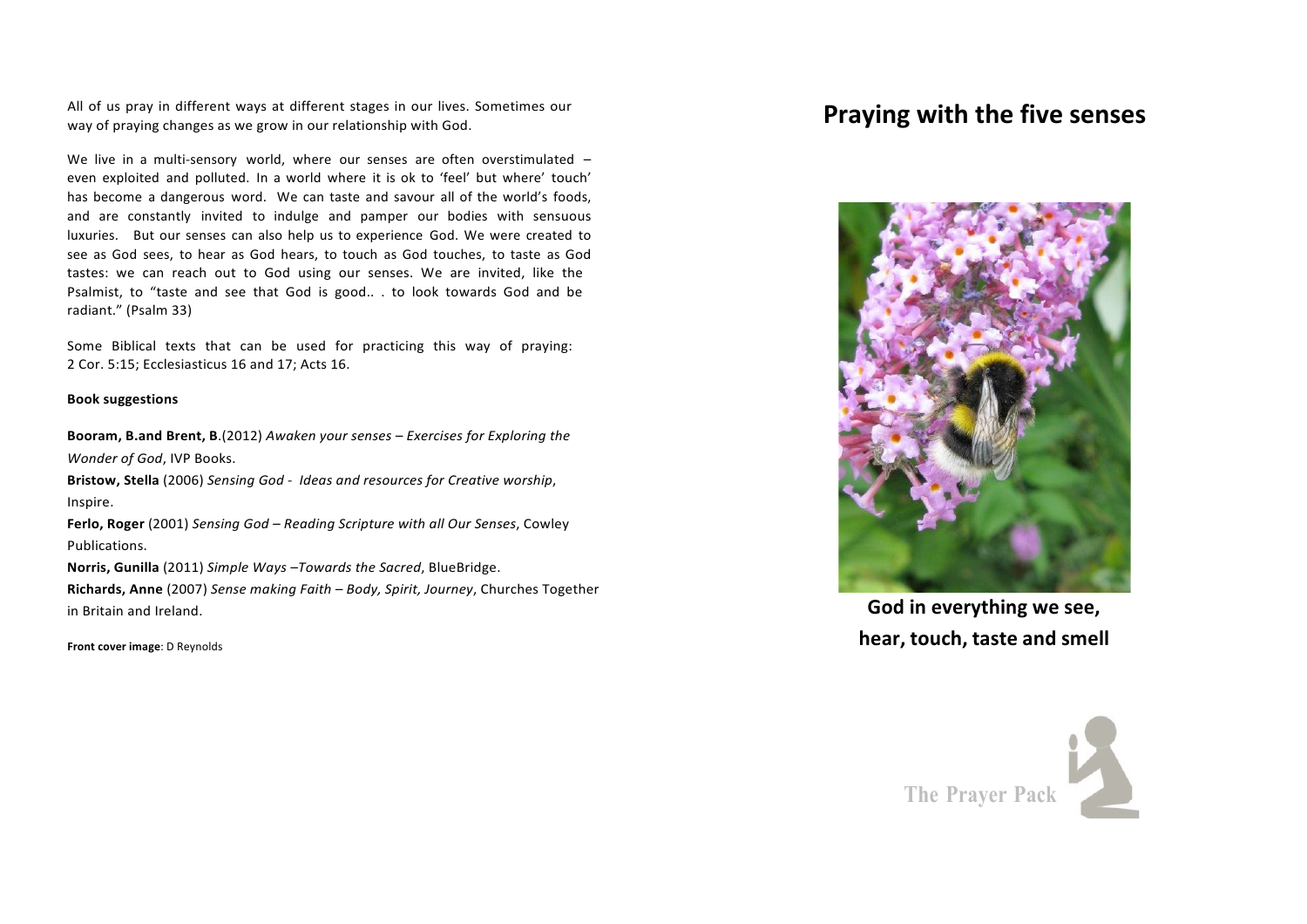All of us pray in different ways at different stages in our lives. Sometimes our way of praying changes as we grow in our relationship with God.

We live in a multi-sensory world, where our senses are often overstimulated – even exploited and polluted. In a world where it is ok to 'feel' but where' touch' has become a dangerous word. We can taste and savour all of the world's foods, and are constantly invited to indulge and pamper our bodies with sensuous luxuries. But our senses can also help us to experience God. We were created to see as God sees, to hear as God hears, to touch as God touches, to taste as God tastes: we can reach out to God using our senses. We are invited, like the Psalmist, to "taste and see that God is good.. . to look towards God and be radiant." (Psalm 33)

Some Biblical texts that can be used for practicing this way of praying: 2 Cor. 5:15; Ecclesiasticus 16 and 17; Acts 16.

**Book suggestions**

**Booram, B.and Brent, B**.(2012) *Awaken your senses – Exercises for Exploring the Wonder of God*, IVP Books.

**Bristow, Stella** (2006) *Sensing God - Ideas and resources for Creative worship*, Inspire.

**Ferlo, Roger** (2001) *Sensing God – Reading Scripture with all Our Senses*, Cowley Publications.

**Norris, Gunilla** (2011) *Simple Ways –Towards the Sacred*, BlueBridge.

**Richards, Anne** (2007) *Sense making Faith – Body, Spirit, Journey*, Churches Together in Britain and Ireland.

**Front cover image**: D Reynolds

# Praying with the five senses

**God in everything we see, hear, touch, taste and smell**

The Prayer Pack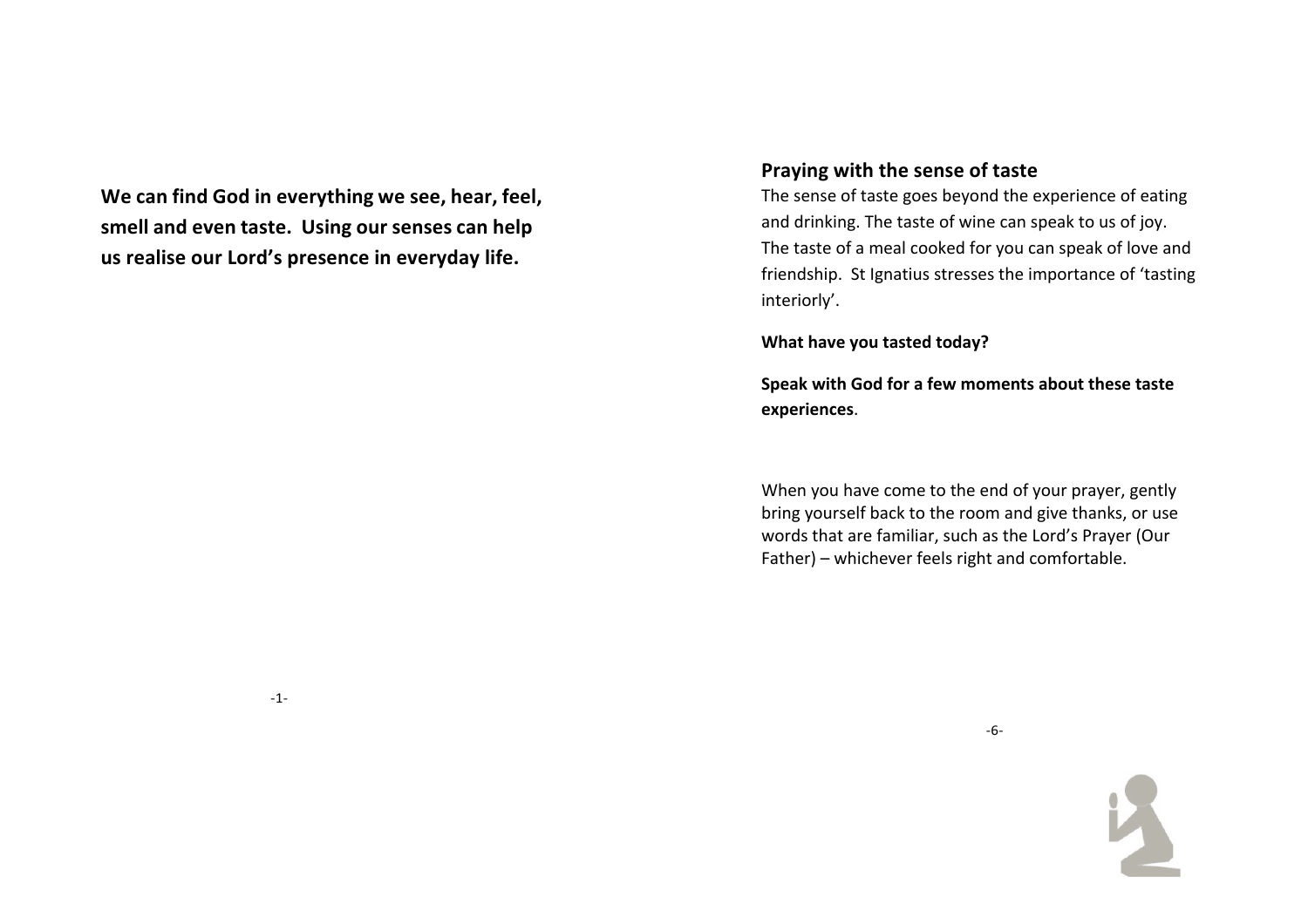**We can find God in everything we see, hear, feel, smell and even taste. Using our senses can help us realise our Lord's presence in everyday life.**

## Praying with the sense of taste

The sense of taste goes beyond the experience of eating and drinking. The taste of wine can speak to us of joy. The taste of a meal cooked for you can speak of love and friendship. St Ignatius stresses the importance of 'tasting interiorly'.

**What have you tasted today?**

**Speak with God for a few moments about these taste experiences**.

When you have come to the end of your prayer, gently bring yourself back to the room and give thanks, or use words that are familiar, such as the Lord's Prayer (Our Father) – whichever feels right and comfortable.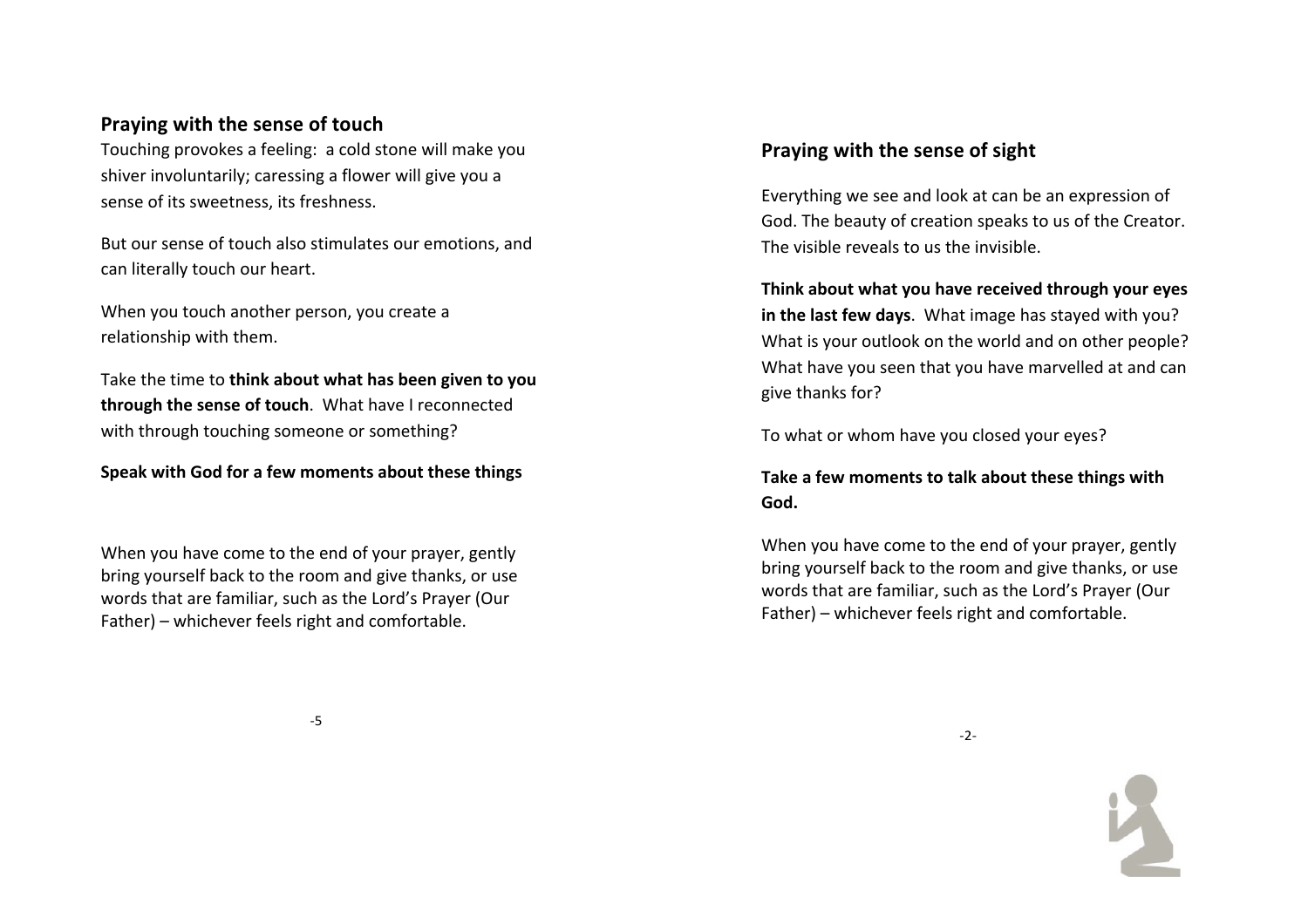## Praying with the sense of touch

Touching provokes a feeling: a cold stone will make you shiver involuntarily; caressing a flower will give you a sense of its sweetness, its freshness.

But our sense of touch also stimulates our emotions, and can literally touch our heart.

When you touch another person, you create a relationship with them.

Take the time to **think about what has been given to you through the sense of touch**. What have I reconnected with through touching someone or something?

**Speak with God for a few moments about these things**

When you have come to the end of your prayer, gently bring yourself back to the room and give thanks, or use words that are familiar, such as the Lord's Prayer (Our Father) – whichever feels right and comfortable.

## Praying with the sense of sight

Everything we see and look at can be an expression of God. The beauty of creation speaks to us of the Creator. The visible reveals to us the invisible.

**Think about what you have received through your eyes in the last few days**. What image has stayed with you? What is your outlook on the world and on other people? What have you seen that you have marvelled at and can give thanks for?

To what or whom have you closed your eyes?

**Take a few moments to talk about these things with God.**

When you have come to the end of your prayer, gently bring yourself back to the room and give thanks, or use words that are familiar, such as the Lord's Prayer (Our Father) – whichever feels right and comfortable.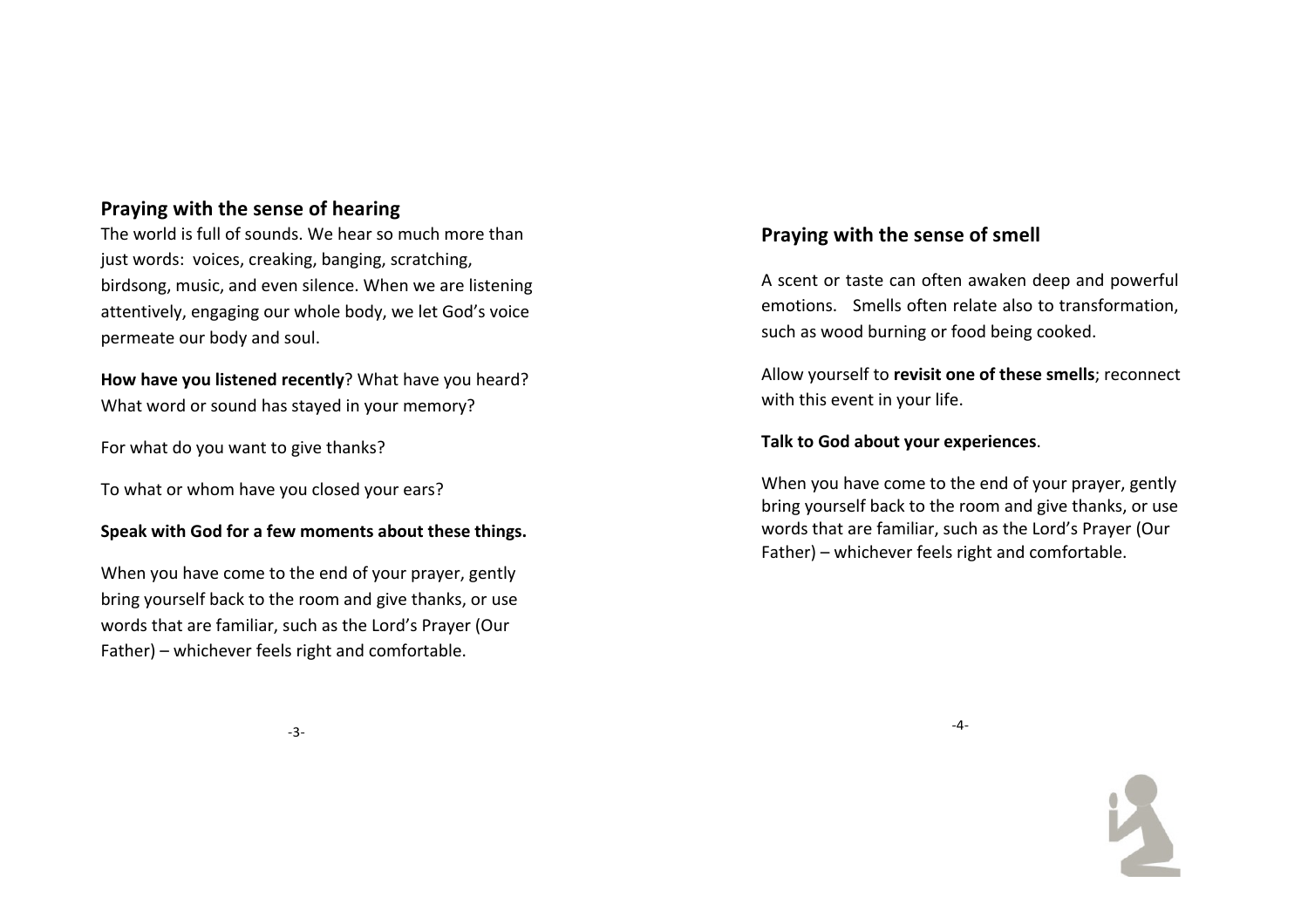## Praying with the sense of hearing

The world is full of sounds. We hear so much more than just words: voices, creaking, banging, scratching, birdsong, music, and even silence. When we are listening attentively, engaging our whole body, we let God's voice permeate our body and soul.

**How have you listened recently**? What have you heard? What word or sound has stayed in your memory?

For what do you want to give thanks?

To what or whom have you closed your ears?

**Speak with God for a few moments about these things.**

When you have come to the end of your prayer, gently bring yourself back to the room and give thanks, or use words that are familiar, such as the Lord's Prayer (Our Father) – whichever feels right and comfortable.

## Praying with the sense of smell

A scent or taste can often awaken deep and powerful emotions. Smells often relate also to transformation, such as wood burning or food being cooked.

Allow yourself to **revisit one of these smells**; reconnect with this event in your life.

**Talk to God about your experiences**.

When you have come to the end of your prayer, gently bring yourself back to the room and give thanks, or use words that are familiar, such as the Lord's Prayer (Our Father) – whichever feels right and comfortable.